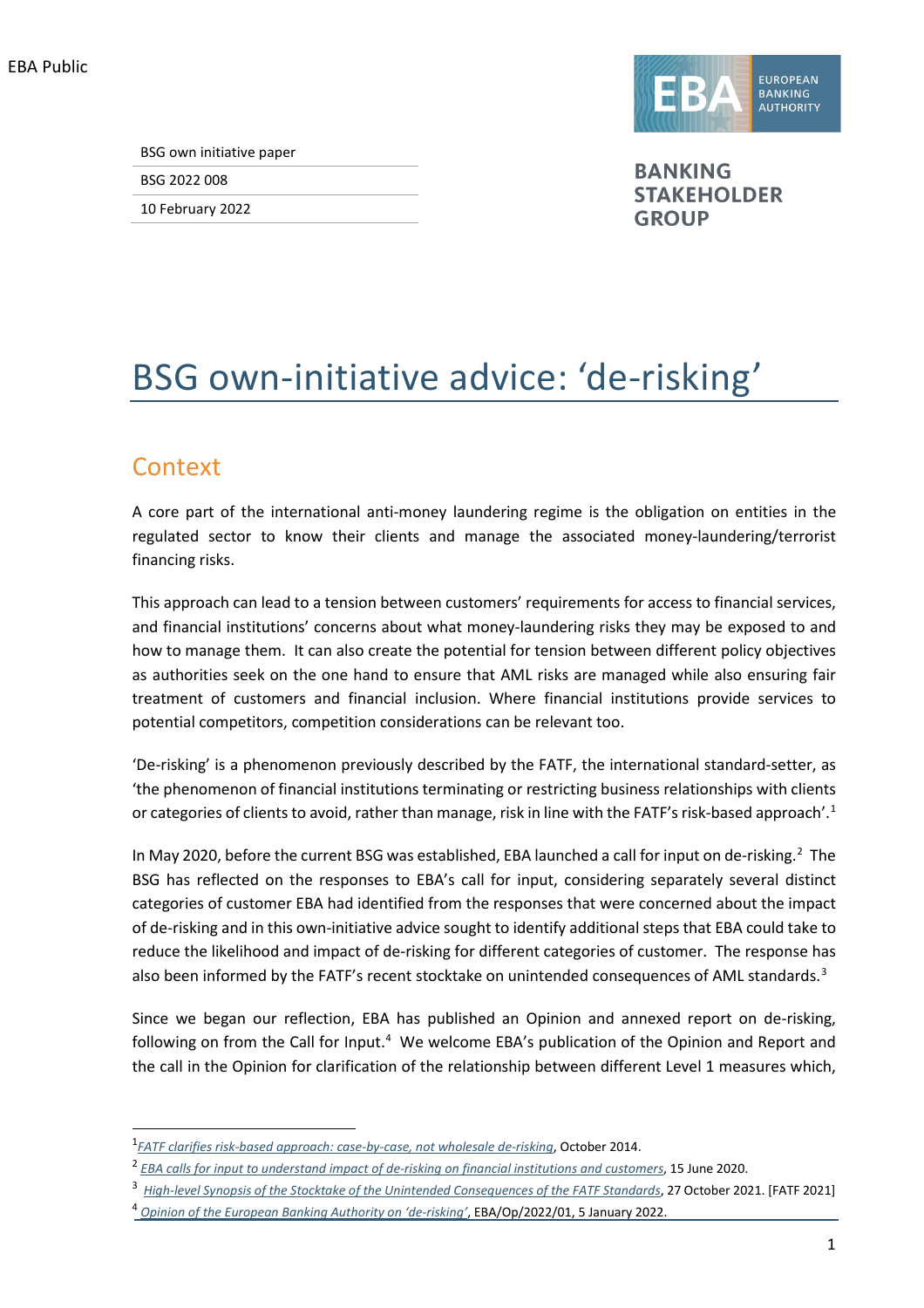EBA Public

BSG own initiative paper

BSG 2022 008

10 February 2022

EUROPEAN BANKING AUTHORITY

BANKING STAKEHOLDER GROUP

# BSG own-initiative advice: 'de-risking'

## Context

A core part of the international anti-money laundering regime is the obligation on entities in the regulated sector to know their clients and manage the associated money-laundering/terrorist financing risks.

This approach can lead to a tension between customers' requirements for access to financial services, and financial institutions' concerns about what money-laundering risks they may be exposed to and how to manage them. It can also create the potential for tension between different policy objectives as authorities seek on the one hand to ensure that AML risks are managed while also ensuring fair treatment of customers and financial inclusion. Where financial institutions provide services to potential competitors, competition considerations can be relevant too.

'De-risking' is a phenomenon previously described by the FATF, the international standard-setter, as 'the phenomenon of financial institutions terminating or restricting business relationships with clients or categories of clients to avoid, rather than manage, risk in line with the FATF's risk-based approach'.[1]

In May 2020, before the current BSG was established, EBA launched a call for input on de-risking.[2] The BSG has reflected on the responses to EBA's call for input, considering separately several distinct categories of customer EBA had identified from the responses that were concerned about the impact of de-risking and in this own-initiative advice sought to identify additional steps that EBA could take to reduce the likelihood and impact of de-risking for different categories of customer. The response has also been informed by the FATF's recent stocktake on unintended consequences of AML standards.[3]

Since we began our reflection, EBA has published an Opinion and annexed report on de-risking, following on from the Call for Input.[4] We welcome EBA's publication of the Opinion and Report and the call in the Opinion for clarification of the relationship between different Level 1 measures which,

---

[1] *FATF clarifies risk-based approach: case-by-case, not wholesale de-risking*, October 2014.

[2] *EBA calls for input to understand impact of de-risking on financial institutions and customers*, 15 June 2020.

[3] *High-level Synopsis of the Stocktake of the Unintended Consequences of the FATF Standards*, 27 October 2021. [FATF 2021]

[4] *Opinion of the European Banking Authority on 'de-risking'*, EBA/Op/2022/01, 5 January 2022.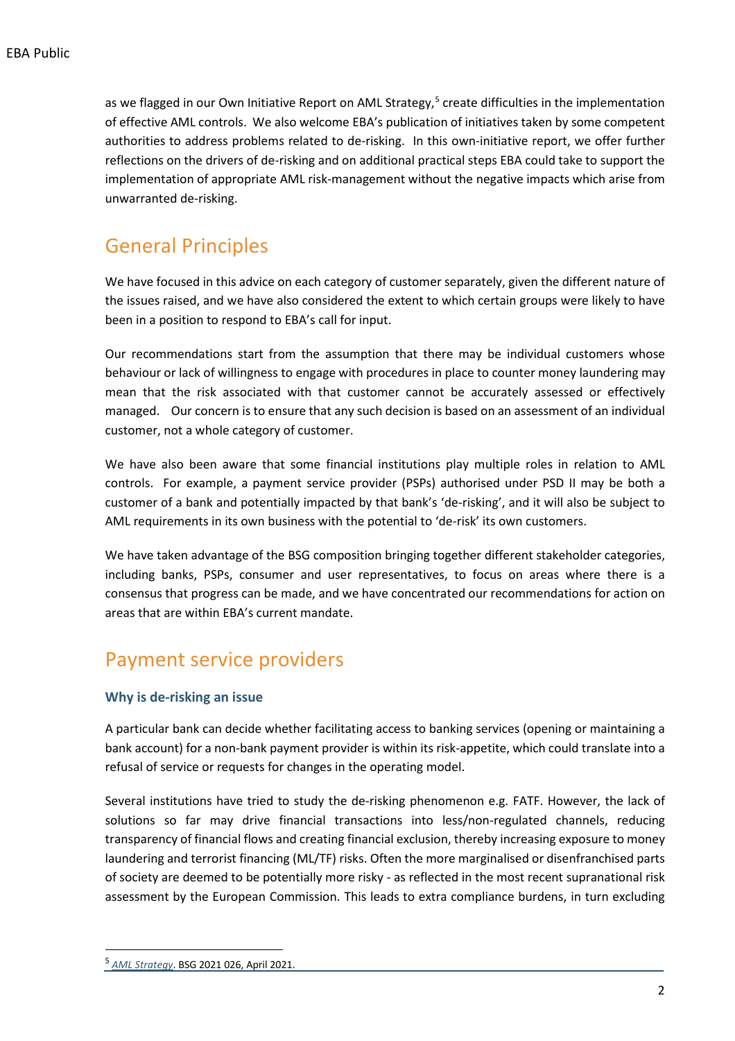as we flagged in our Own Initiative Report on AML Strategy,[5] create difficulties in the implementation of effective AML controls. We also welcome EBA's publication of initiatives taken by some competent authorities to address problems related to de-risking. In this own-initiative report, we offer further reflections on the drivers of de-risking and on additional practical steps EBA could take to support the implementation of appropriate AML risk-management without the negative impacts which arise from unwarranted de-risking.

## General Principles

We have focused in this advice on each category of customer separately, given the different nature of the issues raised, and we have also considered the extent to which certain groups were likely to have been in a position to respond to EBA's call for input.

Our recommendations start from the assumption that there may be individual customers whose behaviour or lack of willingness to engage with procedures in place to counter money laundering may mean that the risk associated with that customer cannot be accurately assessed or effectively managed. Our concern is to ensure that any such decision is based on an assessment of an individual customer, not a whole category of customer.

We have also been aware that some financial institutions play multiple roles in relation to AML controls. For example, a payment service provider (PSPs) authorised under PSD II may be both a customer of a bank and potentially impacted by that bank's 'de-risking', and it will also be subject to AML requirements in its own business with the potential to 'de-risk' its own customers.

We have taken advantage of the BSG composition bringing together different stakeholder categories, including banks, PSPs, consumer and user representatives, to focus on areas where there is a consensus that progress can be made, and we have concentrated our recommendations for action on areas that are within EBA's current mandate.

## Payment service providers

### Why is de-risking an issue

A particular bank can decide whether facilitating access to banking services (opening or maintaining a bank account) for a non-bank payment provider is within its risk-appetite, which could translate into a refusal of service or requests for changes in the operating model.

Several institutions have tried to study the de-risking phenomenon e.g. FATF. However, the lack of solutions so far may drive financial transactions into less/non-regulated channels, reducing transparency of financial flows and creating financial exclusion, thereby increasing exposure to money laundering and terrorist financing (ML/TF) risks. Often the more marginalised or disenfranchised parts of society are deemed to be potentially more risky - as reflected in the most recent supranational risk assessment by the European Commission. This leads to extra compliance burdens, in turn excluding

[5] *AML Strategy*. BSG 2021 026, April 2021.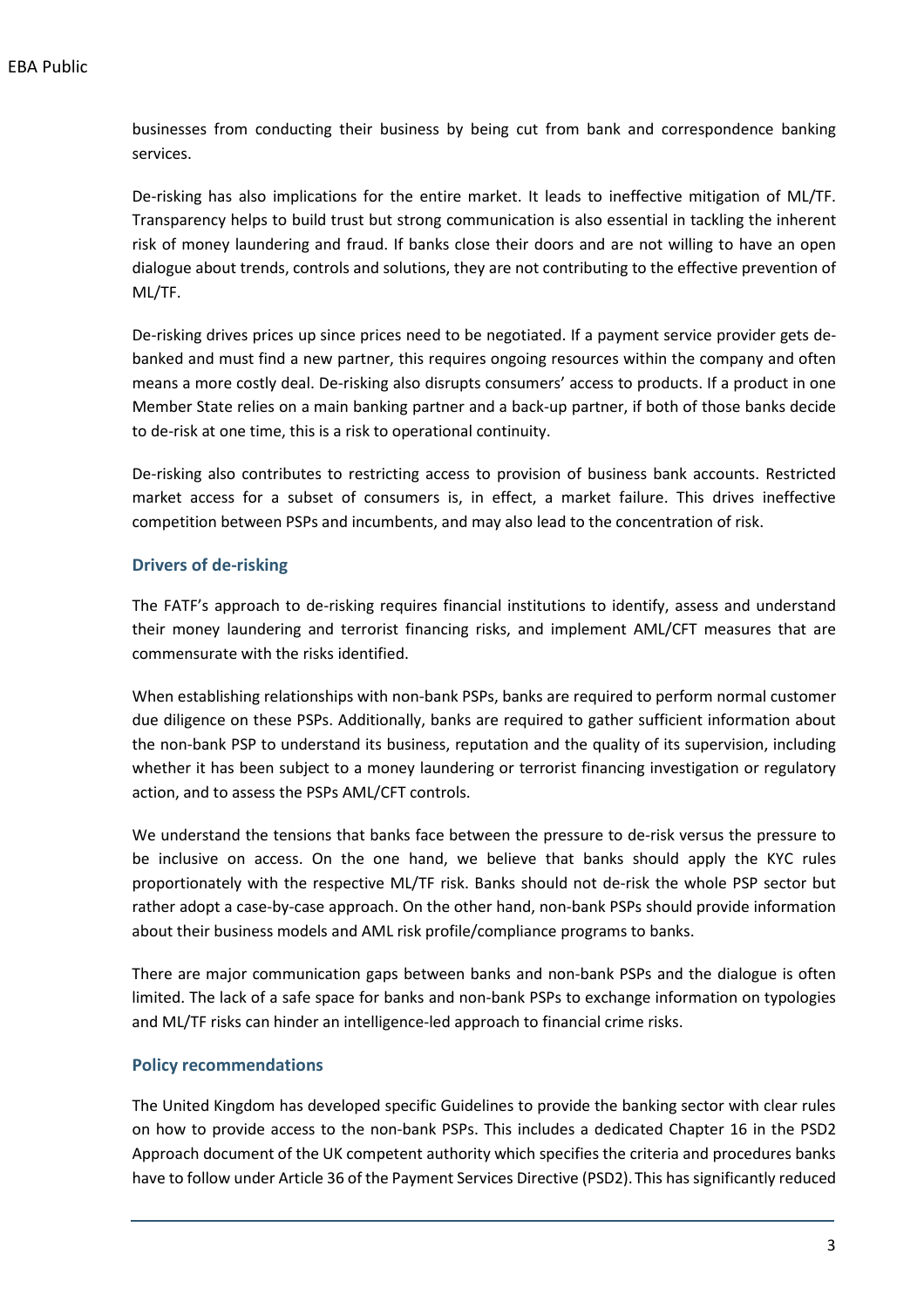businesses from conducting their business by being cut from bank and correspondence banking services.

De-risking has also implications for the entire market. It leads to ineffective mitigation of ML/TF. Transparency helps to build trust but strong communication is also essential in tackling the inherent risk of money laundering and fraud. If banks close their doors and are not willing to have an open dialogue about trends, controls and solutions, they are not contributing to the effective prevention of ML/TF.

De-risking drives prices up since prices need to be negotiated. If a payment service provider gets de-banked and must find a new partner, this requires ongoing resources within the company and often means a more costly deal. De-risking also disrupts consumers' access to products. If a product in one Member State relies on a main banking partner and a back-up partner, if both of those banks decide to de-risk at one time, this is a risk to operational continuity.

De-risking also contributes to restricting access to provision of business bank accounts. Restricted market access for a subset of consumers is, in effect, a market failure. This drives ineffective competition between PSPs and incumbents, and may also lead to the concentration of risk.

### Drivers of de-risking

The FATF's approach to de-risking requires financial institutions to identify, assess and understand their money laundering and terrorist financing risks, and implement AML/CFT measures that are commensurate with the risks identified.

When establishing relationships with non-bank PSPs, banks are required to perform normal customer due diligence on these PSPs. Additionally, banks are required to gather sufficient information about the non-bank PSP to understand its business, reputation and the quality of its supervision, including whether it has been subject to a money laundering or terrorist financing investigation or regulatory action, and to assess the PSPs AML/CFT controls.

We understand the tensions that banks face between the pressure to de-risk versus the pressure to be inclusive on access. On the one hand, we believe that banks should apply the KYC rules proportionately with the respective ML/TF risk. Banks should not de-risk the whole PSP sector but rather adopt a case-by-case approach. On the other hand, non-bank PSPs should provide information about their business models and AML risk profile/compliance programs to banks.

There are major communication gaps between banks and non-bank PSPs and the dialogue is often limited. The lack of a safe space for banks and non-bank PSPs to exchange information on typologies and ML/TF risks can hinder an intelligence-led approach to financial crime risks.

### Policy recommendations

The United Kingdom has developed specific Guidelines to provide the banking sector with clear rules on how to provide access to the non-bank PSPs. This includes a dedicated Chapter 16 in the PSD2 Approach document of the UK competent authority which specifies the criteria and procedures banks have to follow under Article 36 of the Payment Services Directive (PSD2). This has significantly reduced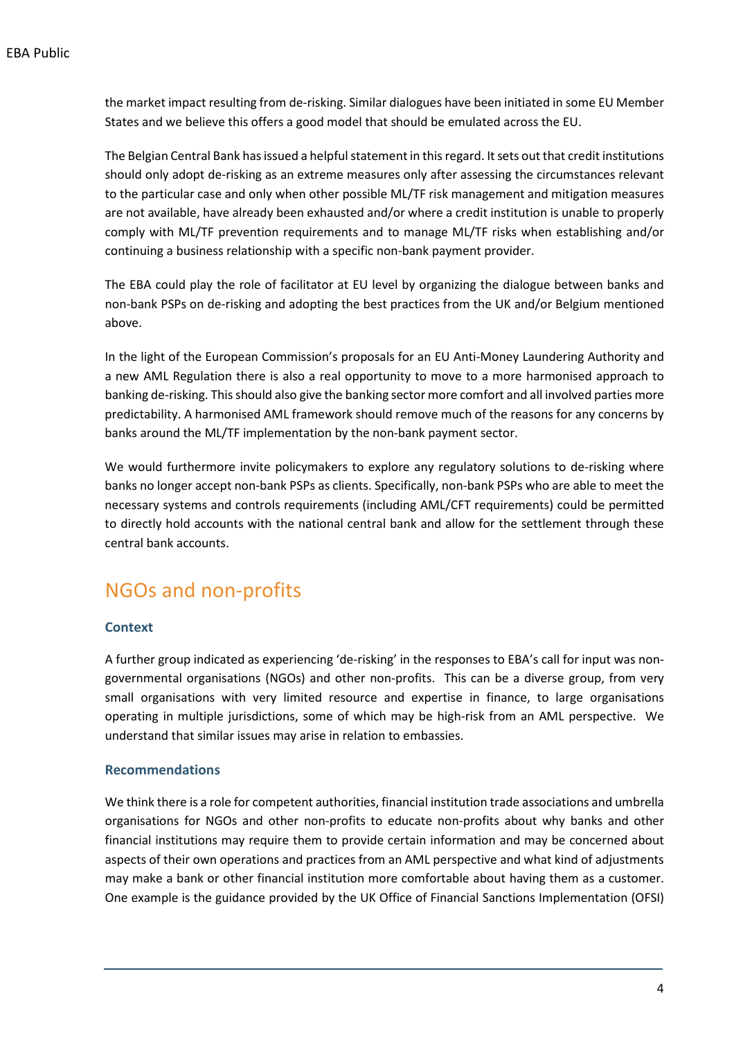the market impact resulting from de-risking. Similar dialogues have been initiated in some EU Member States and we believe this offers a good model that should be emulated across the EU.

The Belgian Central Bank has issued a helpful statement in this regard. It sets out that credit institutions should only adopt de-risking as an extreme measures only after assessing the circumstances relevant to the particular case and only when other possible ML/TF risk management and mitigation measures are not available, have already been exhausted and/or where a credit institution is unable to properly comply with ML/TF prevention requirements and to manage ML/TF risks when establishing and/or continuing a business relationship with a specific non-bank payment provider.

The EBA could play the role of facilitator at EU level by organizing the dialogue between banks and non-bank PSPs on de-risking and adopting the best practices from the UK and/or Belgium mentioned above.

In the light of the European Commission's proposals for an EU Anti-Money Laundering Authority and a new AML Regulation there is also a real opportunity to move to a more harmonised approach to banking de-risking. This should also give the banking sector more comfort and all involved parties more predictability. A harmonised AML framework should remove much of the reasons for any concerns by banks around the ML/TF implementation by the non-bank payment sector.

We would furthermore invite policymakers to explore any regulatory solutions to de-risking where banks no longer accept non-bank PSPs as clients. Specifically, non-bank PSPs who are able to meet the necessary systems and controls requirements (including AML/CFT requirements) could be permitted to directly hold accounts with the national central bank and allow for the settlement through these central bank accounts.

## NGOs and non-profits

### Context

A further group indicated as experiencing 'de-risking' in the responses to EBA's call for input was non-governmental organisations (NGOs) and other non-profits. This can be a diverse group, from very small organisations with very limited resource and expertise in finance, to large organisations operating in multiple jurisdictions, some of which may be high-risk from an AML perspective. We understand that similar issues may arise in relation to embassies.

### Recommendations

We think there is a role for competent authorities, financial institution trade associations and umbrella organisations for NGOs and other non-profits to educate non-profits about why banks and other financial institutions may require them to provide certain information and may be concerned about aspects of their own operations and practices from an AML perspective and what kind of adjustments may make a bank or other financial institution more comfortable about having them as a customer. One example is the guidance provided by the UK Office of Financial Sanctions Implementation (OFSI)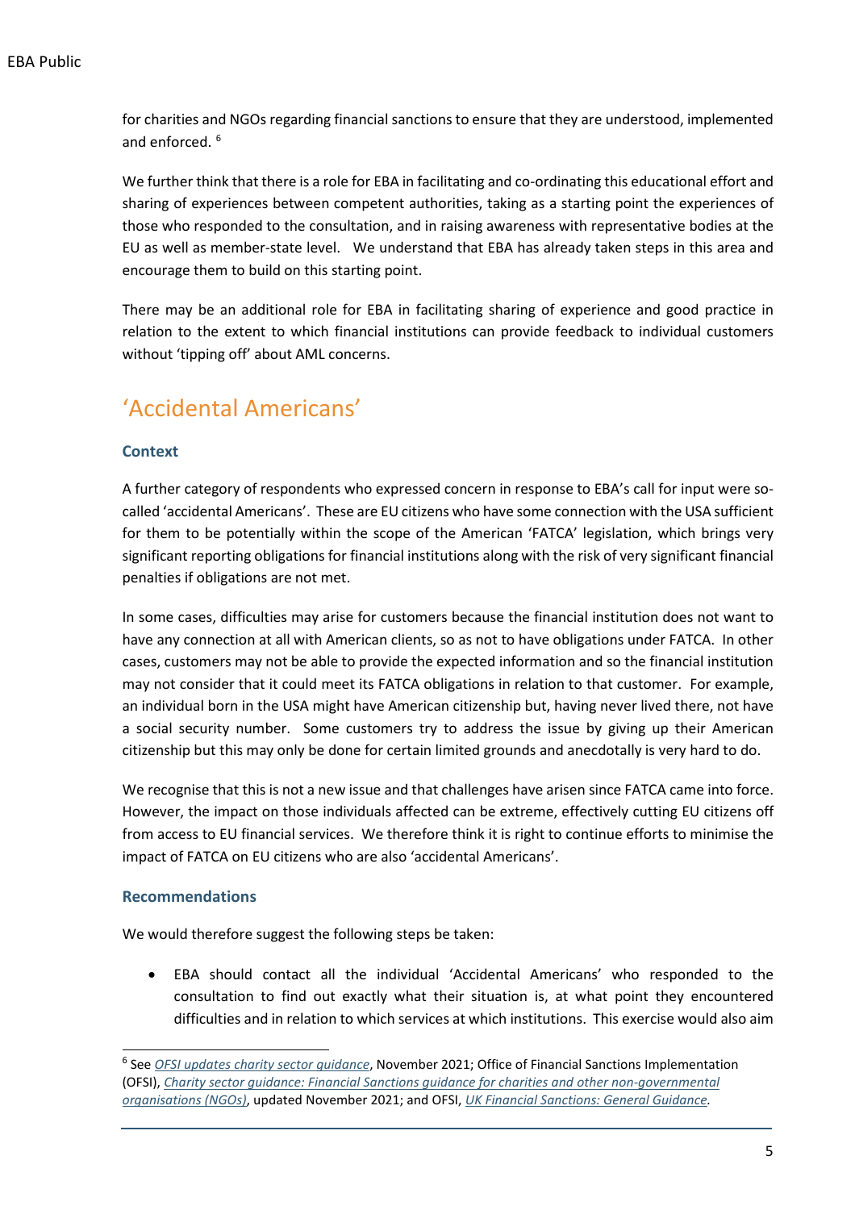for charities and NGOs regarding financial sanctions to ensure that they are understood, implemented and enforced. [6]

We further think that there is a role for EBA in facilitating and co-ordinating this educational effort and sharing of experiences between competent authorities, taking as a starting point the experiences of those who responded to the consultation, and in raising awareness with representative bodies at the EU as well as member-state level. We understand that EBA has already taken steps in this area and encourage them to build on this starting point.

There may be an additional role for EBA in facilitating sharing of experience and good practice in relation to the extent to which financial institutions can provide feedback to individual customers without 'tipping off' about AML concerns.

## 'Accidental Americans'

### Context

A further category of respondents who expressed concern in response to EBA's call for input were so-called 'accidental Americans'. These are EU citizens who have some connection with the USA sufficient for them to be potentially within the scope of the American 'FATCA' legislation, which brings very significant reporting obligations for financial institutions along with the risk of very significant financial penalties if obligations are not met.

In some cases, difficulties may arise for customers because the financial institution does not want to have any connection at all with American clients, so as not to have obligations under FATCA. In other cases, customers may not be able to provide the expected information and so the financial institution may not consider that it could meet its FATCA obligations in relation to that customer. For example, an individual born in the USA might have American citizenship but, having never lived there, not have a social security number. Some customers try to address the issue by giving up their American citizenship but this may only be done for certain limited grounds and anecdotally is very hard to do.

We recognise that this is not a new issue and that challenges have arisen since FATCA came into force. However, the impact on those individuals affected can be extreme, effectively cutting EU citizens off from access to EU financial services. We therefore think it is right to continue efforts to minimise the impact of FATCA on EU citizens who are also 'accidental Americans'.

### Recommendations

We would therefore suggest the following steps be taken:

- EBA should contact all the individual 'Accidental Americans' who responded to the consultation to find out exactly what their situation is, at what point they encountered difficulties and in relation to which services at which institutions. This exercise would also aim

[6] See *OFSI updates charity sector guidance*, November 2021; Office of Financial Sanctions Implementation (OFSI), *Charity sector guidance: Financial Sanctions guidance for charities and other non-governmental organisations (NGOs)*, updated November 2021; and OFSI, *UK Financial Sanctions: General Guidance*.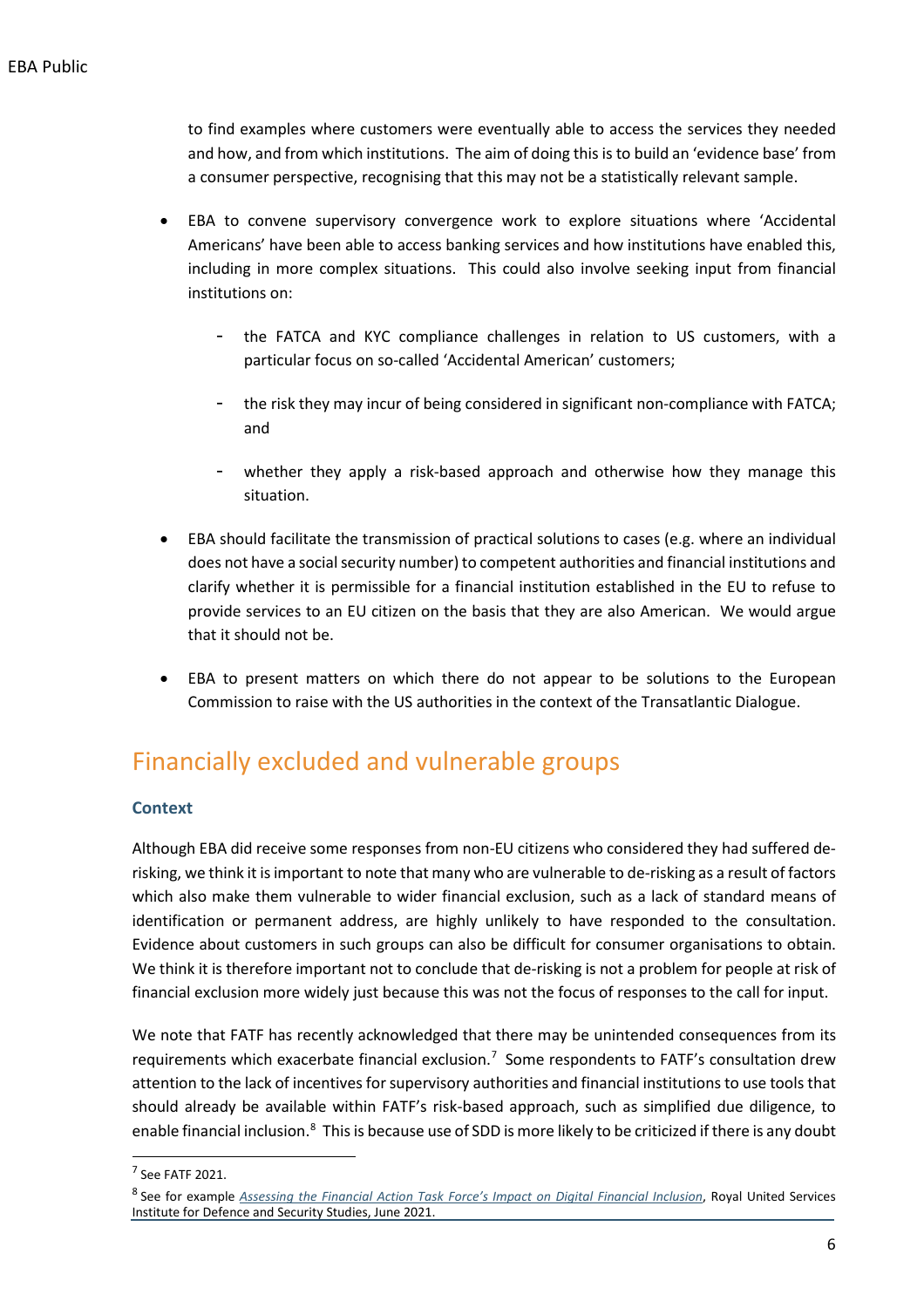to find examples where customers were eventually able to access the services they needed and how, and from which institutions. The aim of doing this is to build an 'evidence base' from a consumer perspective, recognising that this may not be a statistically relevant sample.

- EBA to convene supervisory convergence work to explore situations where 'Accidental Americans' have been able to access banking services and how institutions have enabled this, including in more complex situations. This could also involve seeking input from financial institutions on:
  - the FATCA and KYC compliance challenges in relation to US customers, with a particular focus on so-called 'Accidental American' customers;
  - the risk they may incur of being considered in significant non-compliance with FATCA; and
  - whether they apply a risk-based approach and otherwise how they manage this situation.
- EBA should facilitate the transmission of practical solutions to cases (e.g. where an individual does not have a social security number) to competent authorities and financial institutions and clarify whether it is permissible for a financial institution established in the EU to refuse to provide services to an EU citizen on the basis that they are also American. We would argue that it should not be.
- EBA to present matters on which there do not appear to be solutions to the European Commission to raise with the US authorities in the context of the Transatlantic Dialogue.

## Financially excluded and vulnerable groups

### Context

Although EBA did receive some responses from non-EU citizens who considered they had suffered de-risking, we think it is important to note that many who are vulnerable to de-risking as a result of factors which also make them vulnerable to wider financial exclusion, such as a lack of standard means of identification or permanent address, are highly unlikely to have responded to the consultation. Evidence about customers in such groups can also be difficult for consumer organisations to obtain. We think it is therefore important not to conclude that de-risking is not a problem for people at risk of financial exclusion more widely just because this was not the focus of responses to the call for input.

We note that FATF has recently acknowledged that there may be unintended consequences from its requirements which exacerbate financial exclusion.[7] Some respondents to FATF's consultation drew attention to the lack of incentives for supervisory authorities and financial institutions to use tools that should already be available within FATF's risk-based approach, such as simplified due diligence, to enable financial inclusion.[8] This is because use of SDD is more likely to be criticized if there is any doubt

[7] See FATF 2021.

[8] See for example *Assessing the Financial Action Task Force's Impact on Digital Financial Inclusion*, Royal United Services Institute for Defence and Security Studies, June 2021.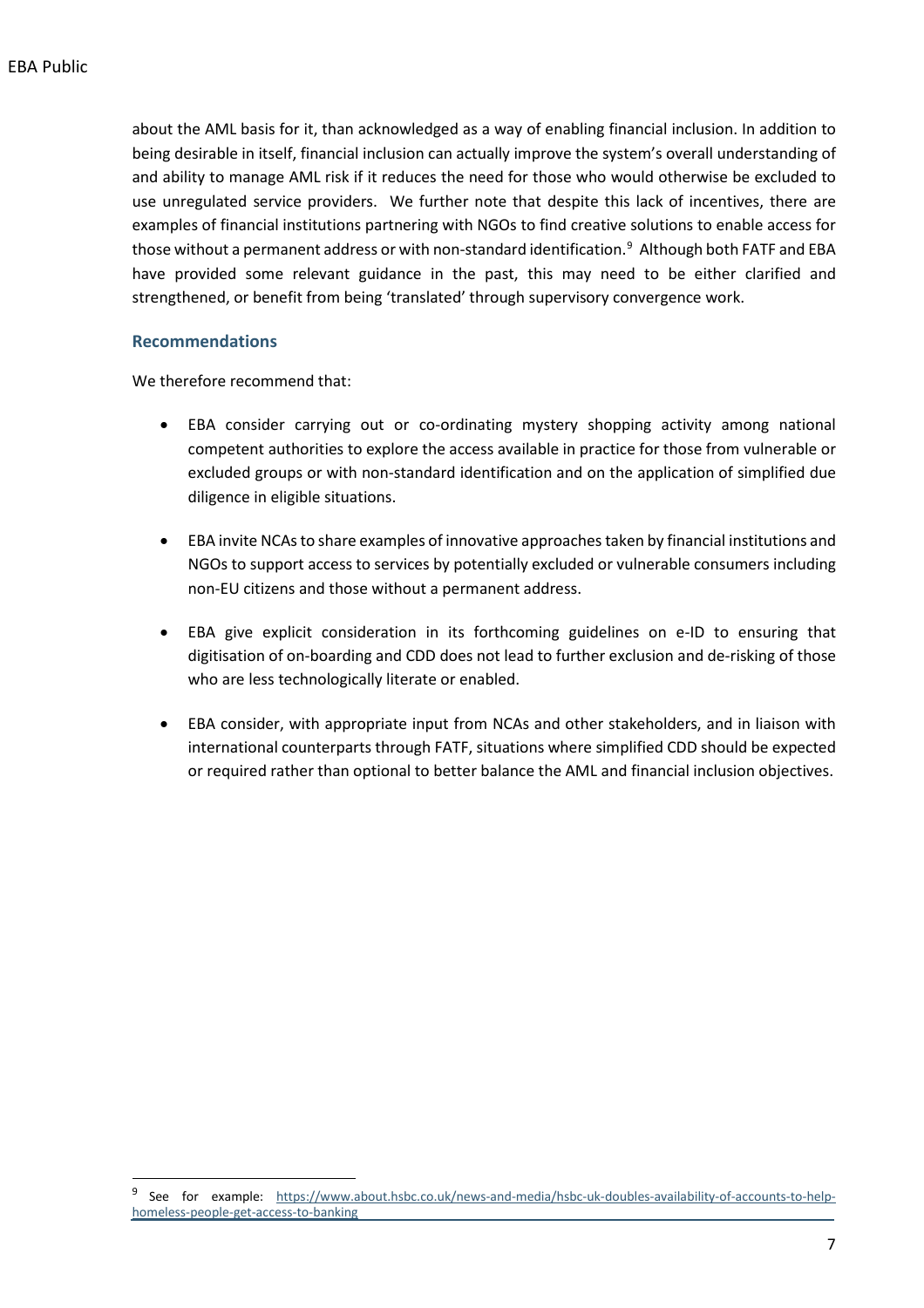about the AML basis for it, than acknowledged as a way of enabling financial inclusion. In addition to being desirable in itself, financial inclusion can actually improve the system's overall understanding of and ability to manage AML risk if it reduces the need for those who would otherwise be excluded to use unregulated service providers. We further note that despite this lack of incentives, there are examples of financial institutions partnering with NGOs to find creative solutions to enable access for those without a permanent address or with non-standard identification.[9] Although both FATF and EBA have provided some relevant guidance in the past, this may need to be either clarified and strengthened, or benefit from being 'translated' through supervisory convergence work.

### Recommendations

We therefore recommend that:

- EBA consider carrying out or co-ordinating mystery shopping activity among national competent authorities to explore the access available in practice for those from vulnerable or excluded groups or with non-standard identification and on the application of simplified due diligence in eligible situations.
- EBA invite NCAs to share examples of innovative approaches taken by financial institutions and NGOs to support access to services by potentially excluded or vulnerable consumers including non-EU citizens and those without a permanent address.
- EBA give explicit consideration in its forthcoming guidelines on e-ID to ensuring that digitisation of on-boarding and CDD does not lead to further exclusion and de-risking of those who are less technologically literate or enabled.
- EBA consider, with appropriate input from NCAs and other stakeholders, and in liaison with international counterparts through FATF, situations where simplified CDD should be expected or required rather than optional to better balance the AML and financial inclusion objectives.

---

[9] See for example: https://www.about.hsbc.co.uk/news-and-media/hsbc-uk-doubles-availability-of-accounts-to-help-homeless-people-get-access-to-banking